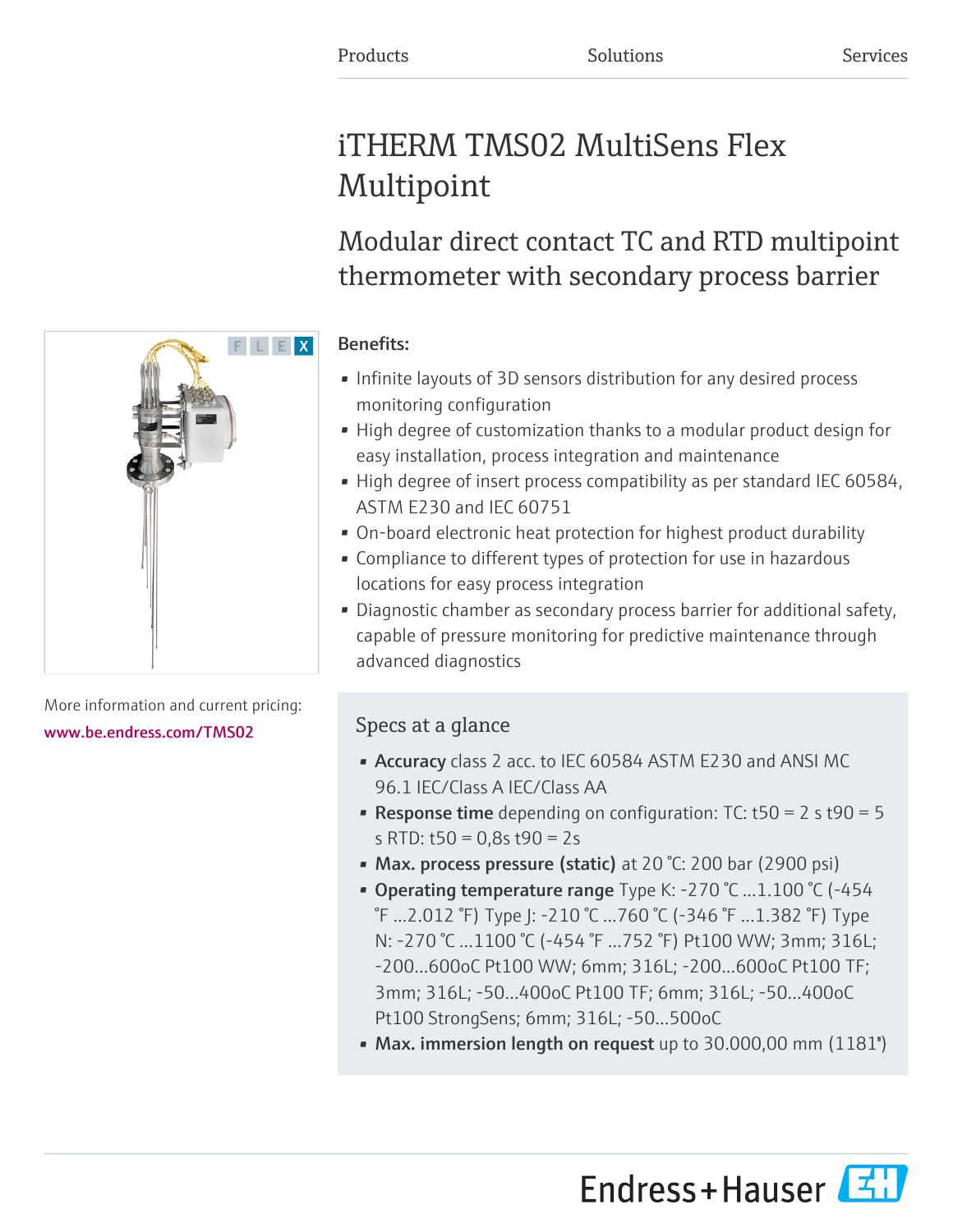Products Solutions Services

# iTHERM TMS02 MultiSens Flex Multipoint

## Modular direct contact TC and RTD multipoint thermometer with secondary process barrier

F L E X

### Benefits:

- Infinite layouts of 3D sensors distribution for any desired process monitoring configuration
- High degree of customization thanks to a modular product design for easy installation, process integration and maintenance
- High degree of insert process compatibility as per standard IEC 60584, ASTM E230 and IEC 60751
- On-board electronic heat protection for highest product durability
- Compliance to different types of protection for use in hazardous locations for easy process integration
- Diagnostic chamber as secondary process barrier for additional safety, capable of pressure monitoring for predictive maintenance through advanced diagnostics

More information and current pricing:
www.be.endress.com/TMS02

### Specs at a glance

- **Accuracy** class 2 acc. to IEC 60584 ASTM E230 and ANSI MC 96.1 IEC/Class A IEC/Class AA
- **Response time** depending on configuration: TC: t50 = 2 s t90 = 5 s RTD: t50 = 0,8s t90 = 2s
- **Max. process pressure (static)** at 20 °C: 200 bar (2900 psi)
- **Operating temperature range** Type K: -270 °C ...1.100 °C (-454 °F ...2.012 °F) Type J: -210 °C ...760 °C (-346 °F ...1.382 °F) Type N: -270 °C ...1100 °C (-454 °F ...752 °F) Pt100 WW; 3mm; 316L; -200...600oC Pt100 WW; 6mm; 316L; -200...600oC Pt100 TF; 3mm; 316L; -50...400oC Pt100 TF; 6mm; 316L; -50...400oC Pt100 StrongSens; 6mm; 316L; -50...500oC
- **Max. immersion length on request** up to 30.000,00 mm (1181")

Endress+Hauser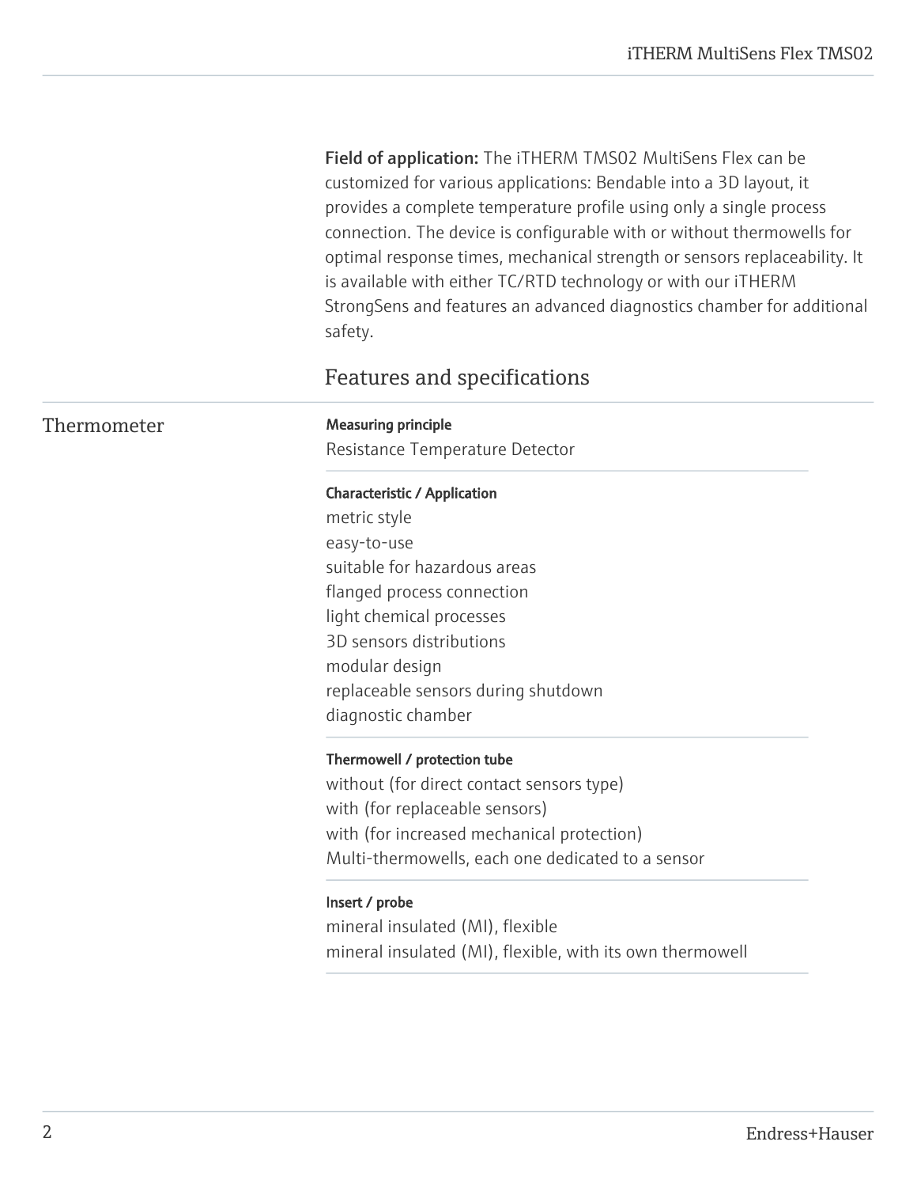**Field of application:** The iTHERM TMS02 MultiSens Flex can be customized for various applications: Bendable into a 3D layout, it provides a complete temperature profile using only a single process connection. The device is configurable with or without thermowells for optimal response times, mechanical strength or sensors replaceability. It is available with either TC/RTD technology or with our iTHERM StrongSens and features an advanced diagnostics chamber for additional safety.

## Features and specifications

### Thermometer

**Measuring principle**

Resistance Temperature Detector

**Characteristic / Application**

metric style
easy-to-use
suitable for hazardous areas
flanged process connection
light chemical processes
3D sensors distributions
modular design
replaceable sensors during shutdown
diagnostic chamber

**Thermowell / protection tube**

without (for direct contact sensors type)
with (for replaceable sensors)
with (for increased mechanical protection)
Multi-thermowells, each one dedicated to a sensor

**Insert / probe**

mineral insulated (MI), flexible
mineral insulated (MI), flexible, with its own thermowell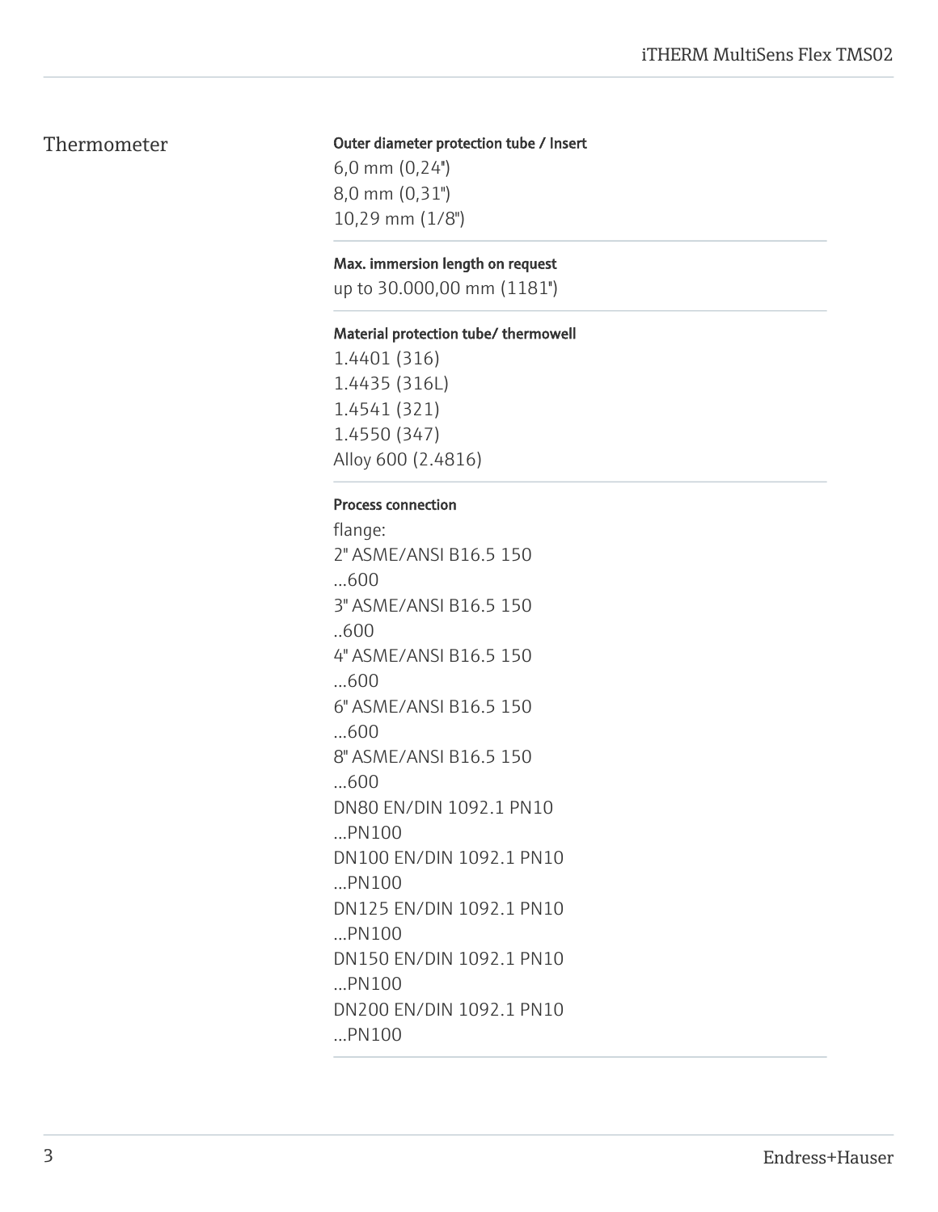## Thermometer

**Outer diameter protection tube / Insert**

6,0 mm (0,24")
8,0 mm (0,31")
10,29 mm (1/8")

**Max. immersion length on request**

up to 30.000,00 mm (1181")

**Material protection tube/ thermowell**

1.4401 (316)
1.4435 (316L)
1.4541 (321)
1.4550 (347)
Alloy 600 (2.4816)

**Process connection**

flange:
2" ASME/ANSI B16.5 150 ...600
3" ASME/ANSI B16.5 150 ..600
4" ASME/ANSI B16.5 150 ...600
6" ASME/ANSI B16.5 150 ...600
8" ASME/ANSI B16.5 150 ...600
DN80 EN/DIN 1092.1 PN10 ...PN100
DN100 EN/DIN 1092.1 PN10 ...PN100
DN125 EN/DIN 1092.1 PN10 ...PN100
DN150 EN/DIN 1092.1 PN10 ...PN100
DN200 EN/DIN 1092.1 PN10 ...PN100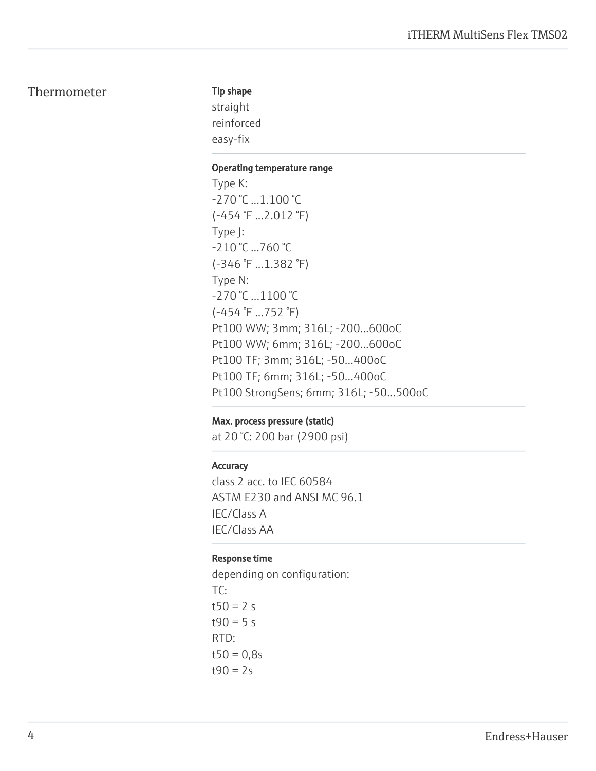## Thermometer

#### Tip shape

straight
reinforced
easy-fix

#### Operating temperature range

Type K:
-270 °C ...1.100 °C
(-454 °F ...2.012 °F)
Type J:
-210 °C ...760 °C
(-346 °F ...1.382 °F)
Type N:
-270 °C ...1100 °C
(-454 °F ...752 °F)
Pt100 WW; 3mm; 316L; -200...600oC
Pt100 WW; 6mm; 316L; -200...600oC
Pt100 TF; 3mm; 316L; -50...400oC
Pt100 TF; 6mm; 316L; -50...400oC
Pt100 StrongSens; 6mm; 316L; -50...500oC

#### Max. process pressure (static)

at 20 °C: 200 bar (2900 psi)

#### Accuracy

class 2 acc. to IEC 60584
ASTM E230 and ANSI MC 96.1
IEC/Class A
IEC/Class AA

#### Response time

depending on configuration:
TC:
t50 = 2 s
t90 = 5 s
RTD:
t50 = 0,8s
t90 = 2s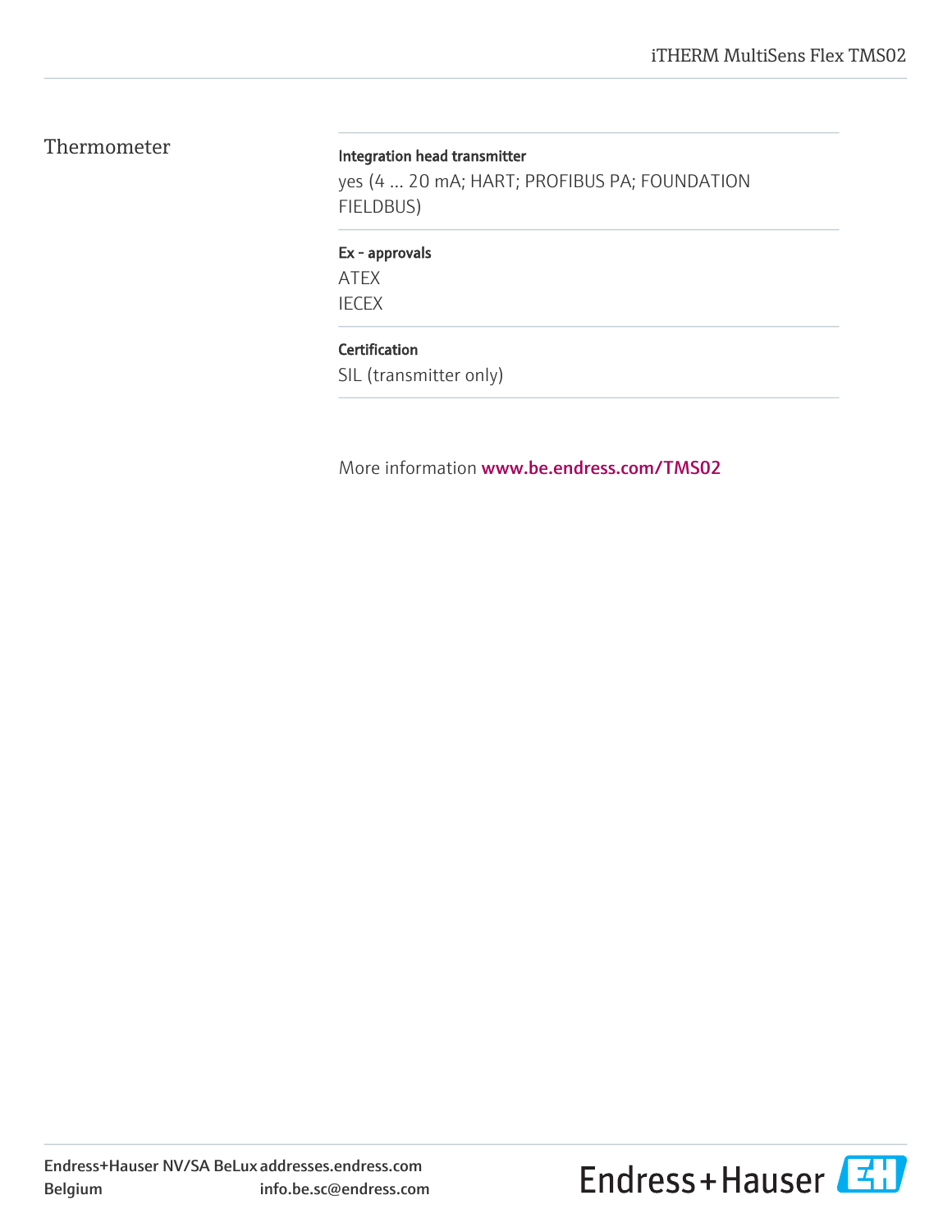## Thermometer

**Integration head transmitter**

yes (4 ... 20 mA; HART; PROFIBUS PA; FOUNDATION FIELDBUS)

**Ex - approvals**

ATEX
IECEX

**Certification**

SIL (transmitter only)

More information **www.be.endress.com/TMS02**

Endress+Hauser NV/SA BeLux
Belgium

addresses.endress.com
info.be.sc@endress.com